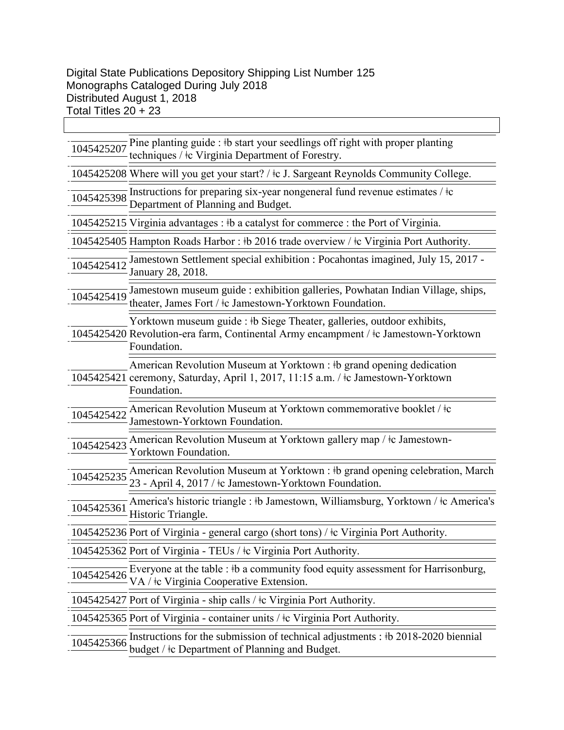Digital State Publications Depository Shipping List Number 125
Monographs Cataloged During July 2018
Distributed August 1, 2018
Total Titles 20 + 23

| | |
|---|---|
| 1045425207 | Pine planting guide : ǂb start your seedlings off right with proper planting techniques / ǂc Virginia Department of Forestry. |
| 1045425208 | Where will you get your start? / ǂc J. Sargeant Reynolds Community College. |
| 1045425398 | Instructions for preparing six-year nongeneral fund revenue estimates / ǂc Department of Planning and Budget. |
| 1045425215 | Virginia advantages : ǂb a catalyst for commerce : the Port of Virginia. |
| 1045425405 | Hampton Roads Harbor : ǂb 2016 trade overview / ǂc Virginia Port Authority. |
| 1045425412 | Jamestown Settlement special exhibition : Pocahontas imagined, July 15, 2017 - January 28, 2018. |
| 1045425419 | Jamestown museum guide : exhibition galleries, Powhatan Indian Village, ships, theater, James Fort / ǂc Jamestown-Yorktown Foundation. |
| 1045425420 | Yorktown museum guide : ǂb Siege Theater, galleries, outdoor exhibits, Revolution-era farm, Continental Army encampment / ǂc Jamestown-Yorktown Foundation. |
| 1045425421 | American Revolution Museum at Yorktown : ǂb grand opening dedication ceremony, Saturday, April 1, 2017, 11:15 a.m. / ǂc Jamestown-Yorktown Foundation. |
| 1045425422 | American Revolution Museum at Yorktown commemorative booklet / ǂc Jamestown-Yorktown Foundation. |
| 1045425423 | American Revolution Museum at Yorktown gallery map / ǂc Jamestown-Yorktown Foundation. |
| 1045425235 | American Revolution Museum at Yorktown : ǂb grand opening celebration, March 23 - April 4, 2017 / ǂc Jamestown-Yorktown Foundation. |
| 1045425361 | America's historic triangle : ǂb Jamestown, Williamsburg, Yorktown / ǂc America's Historic Triangle. |
| 1045425236 | Port of Virginia - general cargo (short tons) / ǂc Virginia Port Authority. |
| 1045425362 | Port of Virginia - TEUs / ǂc Virginia Port Authority. |
| 1045425426 | Everyone at the table : ǂb a community food equity assessment for Harrisonburg, VA / ǂc Virginia Cooperative Extension. |
| 1045425427 | Port of Virginia - ship calls / ǂc Virginia Port Authority. |
| 1045425365 | Port of Virginia - container units / ǂc Virginia Port Authority. |
| 1045425366 | Instructions for the submission of technical adjustments : ǂb 2018-2020 biennial budget / ǂc Department of Planning and Budget. |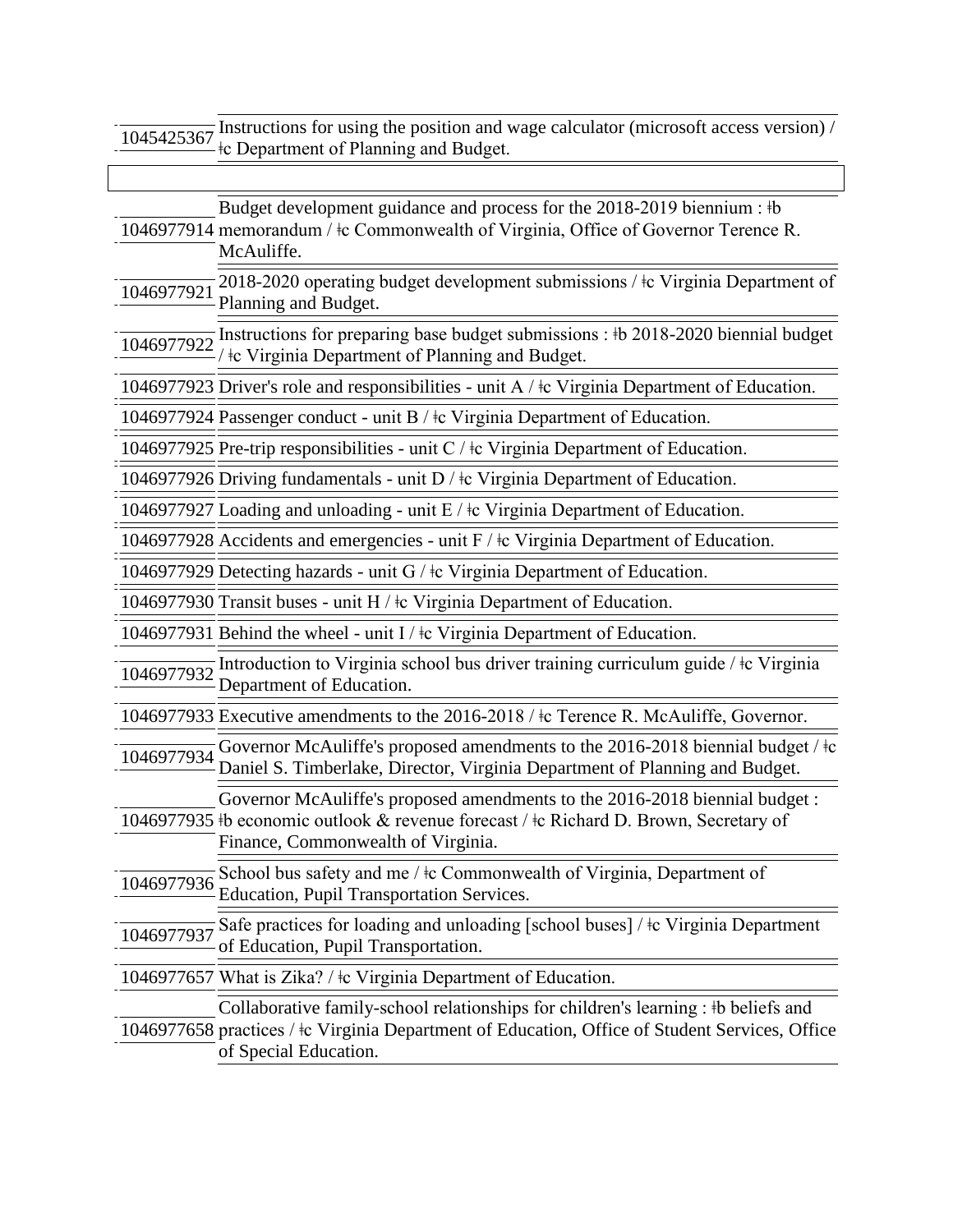| | |
|---|---|
| 1045425367 | Instructions for using the position and wage calculator (microsoft access version) / ǂc Department of Planning and Budget. |

| | |
|---|---|
| 1046977914 | Budget development guidance and process for the 2018-2019 biennium : ǂb memorandum / ǂc Commonwealth of Virginia, Office of Governor Terence R. McAuliffe. |
| 1046977921 | 2018-2020 operating budget development submissions / ǂc Virginia Department of Planning and Budget. |
| 1046977922 | Instructions for preparing base budget submissions : ǂb 2018-2020 biennial budget / ǂc Virginia Department of Planning and Budget. |
| 1046977923 | Driver's role and responsibilities - unit A / ǂc Virginia Department of Education. |
| 1046977924 | Passenger conduct - unit B / ǂc Virginia Department of Education. |
| 1046977925 | Pre-trip responsibilities - unit C / ǂc Virginia Department of Education. |
| 1046977926 | Driving fundamentals - unit D / ǂc Virginia Department of Education. |
| 1046977927 | Loading and unloading - unit E / ǂc Virginia Department of Education. |
| 1046977928 | Accidents and emergencies - unit F / ǂc Virginia Department of Education. |
| 1046977929 | Detecting hazards - unit G / ǂc Virginia Department of Education. |
| 1046977930 | Transit buses - unit H / ǂc Virginia Department of Education. |
| 1046977931 | Behind the wheel - unit I / ǂc Virginia Department of Education. |
| 1046977932 | Introduction to Virginia school bus driver training curriculum guide / ǂc Virginia Department of Education. |
| 1046977933 | Executive amendments to the 2016-2018 / ǂc Terence R. McAuliffe, Governor. |
| 1046977934 | Governor McAuliffe's proposed amendments to the 2016-2018 biennial budget / ǂc Daniel S. Timberlake, Director, Virginia Department of Planning and Budget. |
| 1046977935 | Governor McAuliffe's proposed amendments to the 2016-2018 biennial budget : ǂb economic outlook & revenue forecast / ǂc Richard D. Brown, Secretary of Finance, Commonwealth of Virginia. |
| 1046977936 | School bus safety and me / ǂc Commonwealth of Virginia, Department of Education, Pupil Transportation Services. |
| 1046977937 | Safe practices for loading and unloading [school buses] / ǂc Virginia Department of Education, Pupil Transportation. |
| 1046977657 | What is Zika? / ǂc Virginia Department of Education. |
| 1046977658 | Collaborative family-school relationships for children's learning : ǂb beliefs and practices / ǂc Virginia Department of Education, Office of Student Services, Office of Special Education. |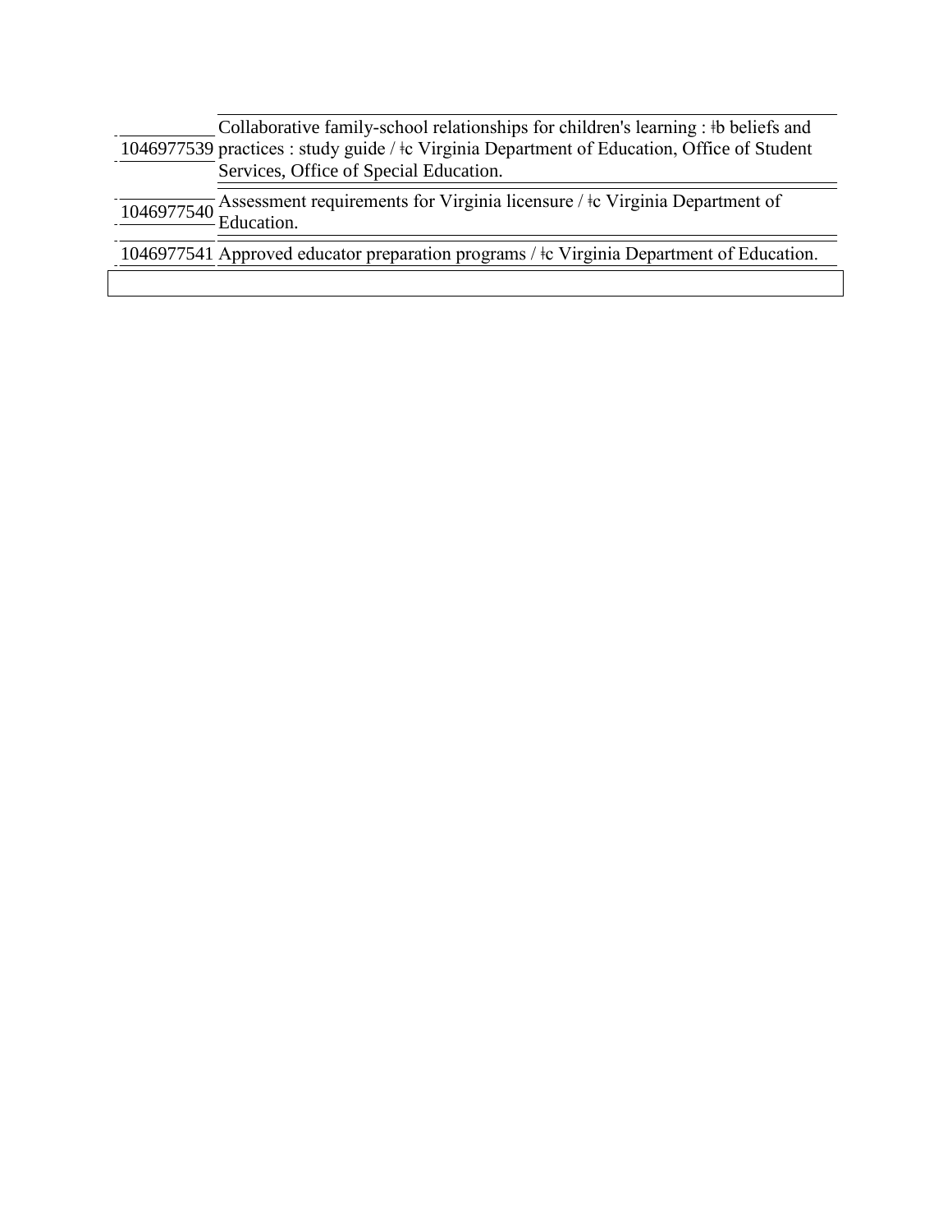| | |
|---|---|
| 1046977539 | Collaborative family-school relationships for children's learning : ǂb beliefs and practices : study guide / ǂc Virginia Department of Education, Office of Student Services, Office of Special Education. |
| 1046977540 | Assessment requirements for Virginia licensure / ǂc Virginia Department of Education. |
| 1046977541 | Approved educator preparation programs / ǂc Virginia Department of Education. |